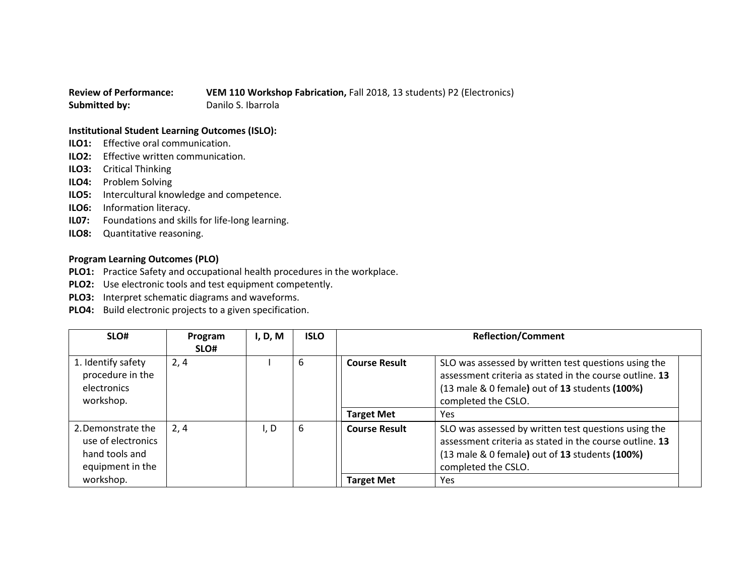**Review of Performance:** **VEM 110 Workshop Fabrication,** Fall 2018, 13 students) P2 (Electronics)
**Submitted by:** Danilo S. Ibarrola

**Institutional Student Learning Outcomes (ISLO):**

**ILO1:** Effective oral communication.
**ILO2:** Effective written communication.
**ILO3:** Critical Thinking
**ILO4:** Problem Solving
**ILO5:** Intercultural knowledge and competence.
**ILO6:** Information literacy.
**IL07:** Foundations and skills for life-long learning.
**ILO8:** Quantitative reasoning.

**Program Learning Outcomes (PLO)**

**PLO1:** Practice Safety and occupational health procedures in the workplace.
**PLO2:** Use electronic tools and test equipment competently.
**PLO3:** Interpret schematic diagrams and waveforms.
**PLO4:** Build electronic projects to a given specification.

| SLO# | Program SLO# | I, D, M | ISLO | Reflection/Comment | |
|---|---|---|---|---|---|
| 1. Identify safety procedure in the electronics workshop. | 2, 4 | I | 6 | **Course Result** | SLO was assessed by written test questions using the assessment criteria as stated in the course outline. **13** (13 male & 0 female**)** out of **13** students **(100%)** completed the CSLO. |
| | | | | **Target Met** | Yes |
| 2. Demonstrate the use of electronics hand tools and equipment in the workshop. | 2, 4 | I, D | 6 | **Course Result** | SLO was assessed by written test questions using the assessment criteria as stated in the course outline. **13** (13 male & 0 female**)** out of **13** students **(100%)** completed the CSLO. |
| | | | | **Target Met** | Yes |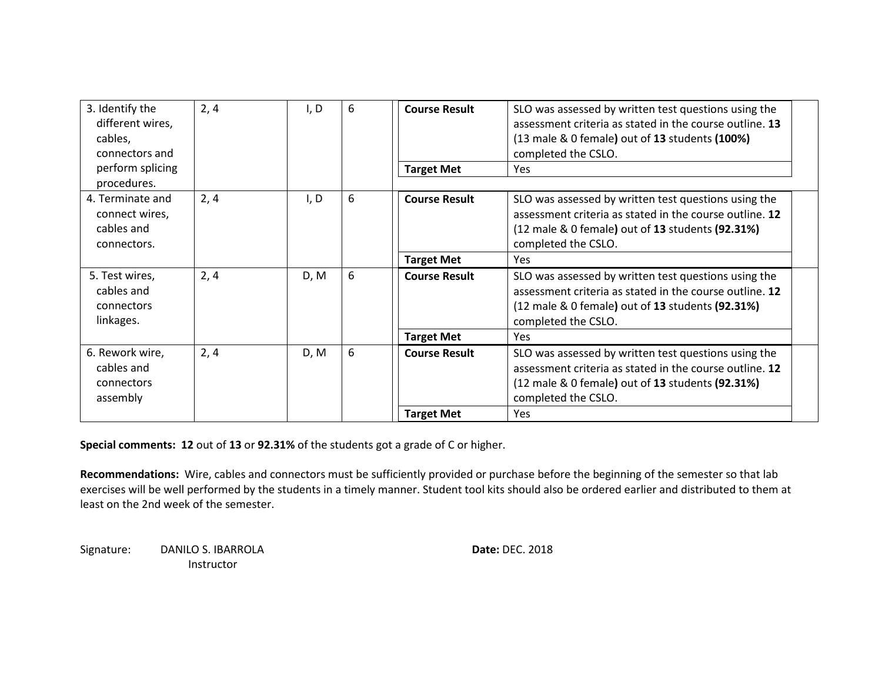| | | | | | | |
|---|---|---|---|---|---|---|
| 3. Identify the different wires, cables, connectors and perform splicing procedures. | 2, 4 | I, D | 6 | **Course Result** | SLO was assessed by written test questions using the assessment criteria as stated in the course outline. **13** (13 male & 0 female**)** out of **13** students **(100%)** completed the CSLO. | |
| | | | | **Target Met** | Yes | |
| 4. Terminate and connect wires, cables and connectors. | 2, 4 | I, D | 6 | **Course Result** | SLO was assessed by written test questions using the assessment criteria as stated in the course outline. **12** (12 male & 0 female**)** out of **13** students **(92.31%)** completed the CSLO. | |
| | | | | **Target Met** | Yes | |
| 5. Test wires, cables and connectors linkages. | 2, 4 | D, M | 6 | **Course Result** | SLO was assessed by written test questions using the assessment criteria as stated in the course outline. **12** (12 male & 0 female**)** out of **13** students **(92.31%)** completed the CSLO. | |
| | | | | **Target Met** | Yes | |
| 6. Rework wire, cables and connectors assembly | 2, 4 | D, M | 6 | **Course Result** | SLO was assessed by written test questions using the assessment criteria as stated in the course outline. **12** (12 male & 0 female**)** out of **13** students **(92.31%)** completed the CSLO. | |
| | | | | **Target Met** | Yes | |

**Special comments: 12** out of **13** or **92.31%** of the students got a grade of C or higher.

**Recommendations:** Wire, cables and connectors must be sufficiently provided or purchase before the beginning of the semester so that lab exercises will be well performed by the students in a timely manner. Student tool kits should also be ordered earlier and distributed to them at least on the 2nd week of the semester.

Signature: DANILO S. IBARROLA
Instructor

**Date:** DEC. 2018